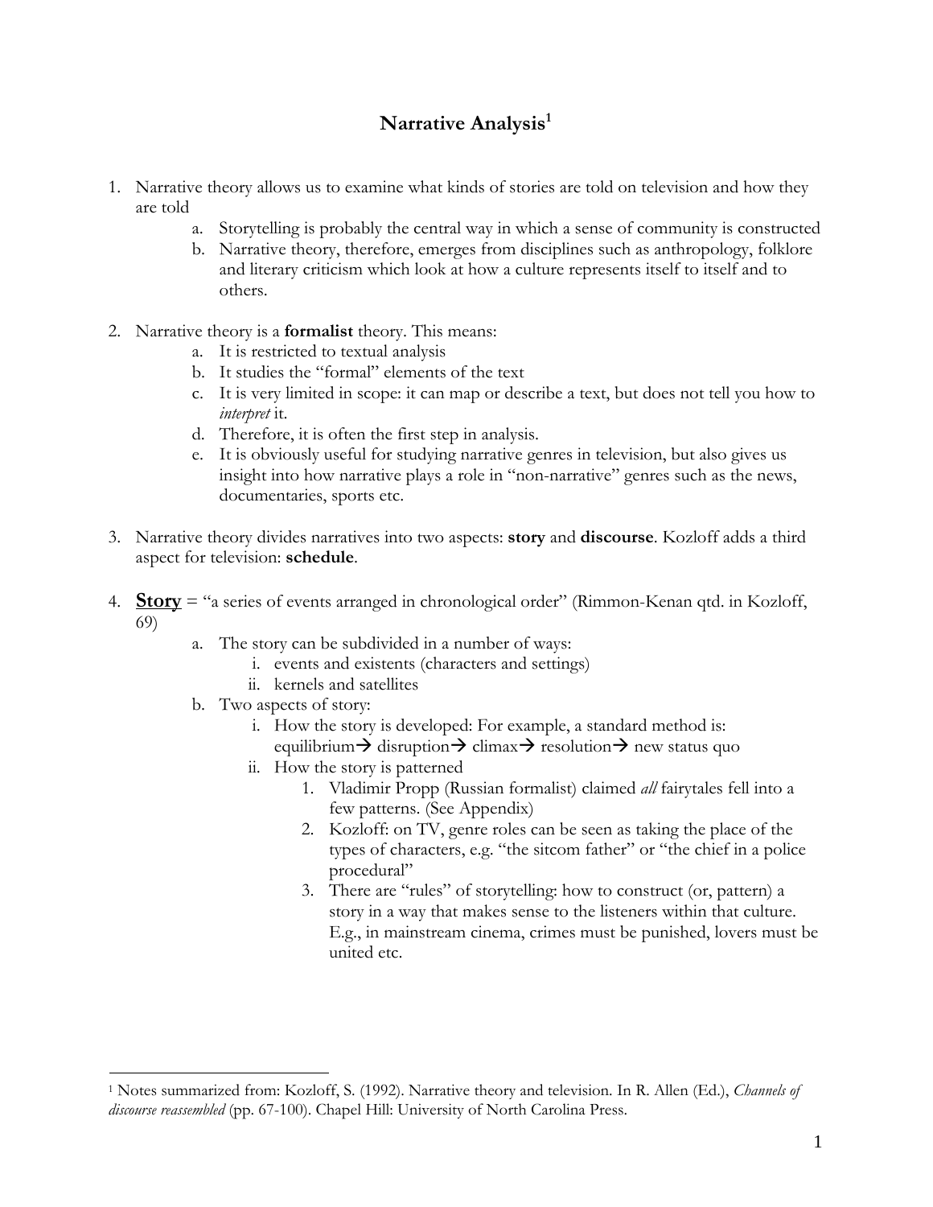# Narrative Analysis[1]

1. Narrative theory allows us to examine what kinds of stories are told on television and how they are told
   a. Storytelling is probably the central way in which a sense of community is constructed
   b. Narrative theory, therefore, emerges from disciplines such as anthropology, folklore and literary criticism which look at how a culture represents itself to itself and to others.

2. Narrative theory is a **formalist** theory. This means:
   a. It is restricted to textual analysis
   b. It studies the "formal" elements of the text
   c. It is very limited in scope: it can map or describe a text, but does not tell you how to *interpret* it.
   d. Therefore, it is often the first step in analysis.
   e. It is obviously useful for studying narrative genres in television, but also gives us insight into how narrative plays a role in "non-narrative" genres such as the news, documentaries, sports etc.

3. Narrative theory divides narratives into two aspects: **story** and **discourse**. Kozloff adds a third aspect for television: **schedule**.

4. **<u>Story</u>** = "a series of events arranged in chronological order" (Rimmon-Kenan qtd. in Kozloff, 69)
   a. The story can be subdivided in a number of ways:
      i. events and existents (characters and settings)
      ii. kernels and satellites
   b. Two aspects of story:
      i. How the story is developed: For example, a standard method is: equilibrium→ disruption→ climax→ resolution→ new status quo
      ii. How the story is patterned
         1. Vladimir Propp (Russian formalist) claimed *all* fairytales fell into a few patterns. (See Appendix)
         2. Kozloff: on TV, genre roles can be seen as taking the place of the types of characters, e.g. "the sitcom father" or "the chief in a police procedural"
         3. There are "rules" of storytelling: how to construct (or, pattern) a story in a way that makes sense to the listeners within that culture. E.g., in mainstream cinema, crimes must be punished, lovers must be united etc.

---

[1] Notes summarized from: Kozloff, S. (1992). Narrative theory and television. In R. Allen (Ed.), *Channels of discourse reassembled* (pp. 67-100). Chapel Hill: University of North Carolina Press.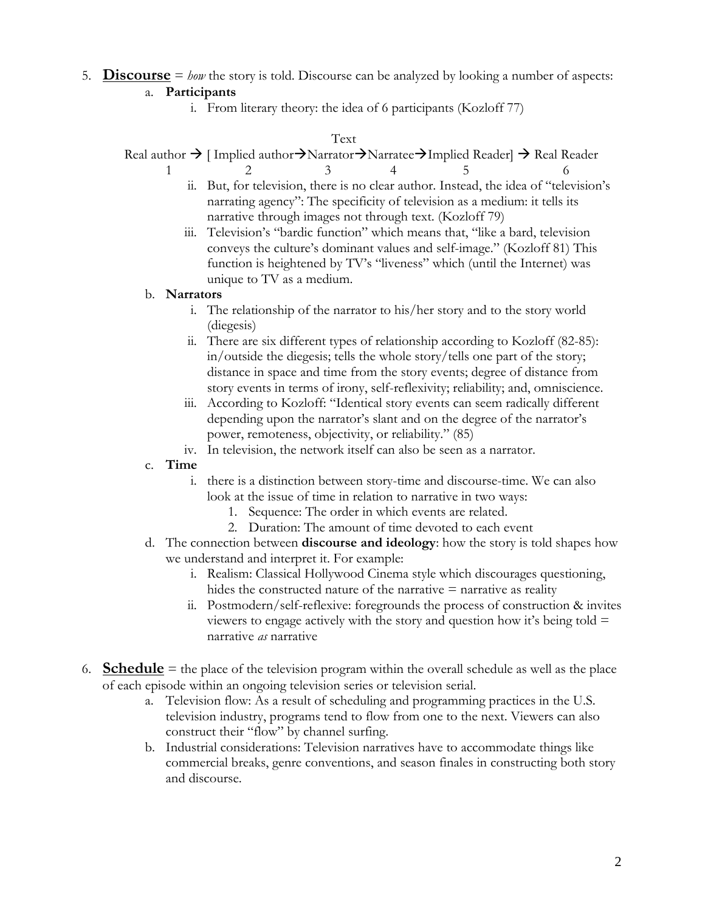5. **<u>Discourse</u>** = *how* the story is told. Discourse can be analyzed by looking a number of aspects:
   a. **Participants**
      i. From literary theory: the idea of 6 participants (Kozloff 77)

```
                                   Text
Real author → [ Implied author→Narrator→Narratee→Implied Reader] → Real Reader
      1              2              3          4           5                6
```

      ii. But, for television, there is no clear author. Instead, the idea of "television's narrating agency": The specificity of television as a medium: it tells its narrative through images not through text. (Kozloff 79)
      iii. Television's "bardic function" which means that, "like a bard, television conveys the culture's dominant values and self-image." (Kozloff 81) This function is heightened by TV's "liveness" which (until the Internet) was unique to TV as a medium.
   b. **Narrators**
      i. The relationship of the narrator to his/her story and to the story world (diegesis)
      ii. There are six different types of relationship according to Kozloff (82-85): in/outside the diegesis; tells the whole story/tells one part of the story; distance in space and time from the story events; degree of distance from story events in terms of irony, self-reflexivity; reliability; and, omniscience.
      iii. According to Kozloff: "Identical story events can seem radically different depending upon the narrator's slant and on the degree of the narrator's power, remoteness, objectivity, or reliability." (85)
      iv. In television, the network itself can also be seen as a narrator.
   c. **Time**
      i. there is a distinction between story-time and discourse-time. We can also look at the issue of time in relation to narrative in two ways:
         1. Sequence: The order in which events are related.
         2. Duration: The amount of time devoted to each event
   d. The connection between **discourse and ideology**: how the story is told shapes how we understand and interpret it. For example:
      i. Realism: Classical Hollywood Cinema style which discourages questioning, hides the constructed nature of the narrative = narrative as reality
      ii. Postmodern/self-reflexive: foregrounds the process of construction & invites viewers to engage actively with the story and question how it's being told = narrative *as* narrative

6. **<u>Schedule</u>** = the place of the television program within the overall schedule as well as the place of each episode within an ongoing television series or television serial.
   a. Television flow: As a result of scheduling and programming practices in the U.S. television industry, programs tend to flow from one to the next. Viewers can also construct their "flow" by channel surfing.
   b. Industrial considerations: Television narratives have to accommodate things like commercial breaks, genre conventions, and season finales in constructing both story and discourse.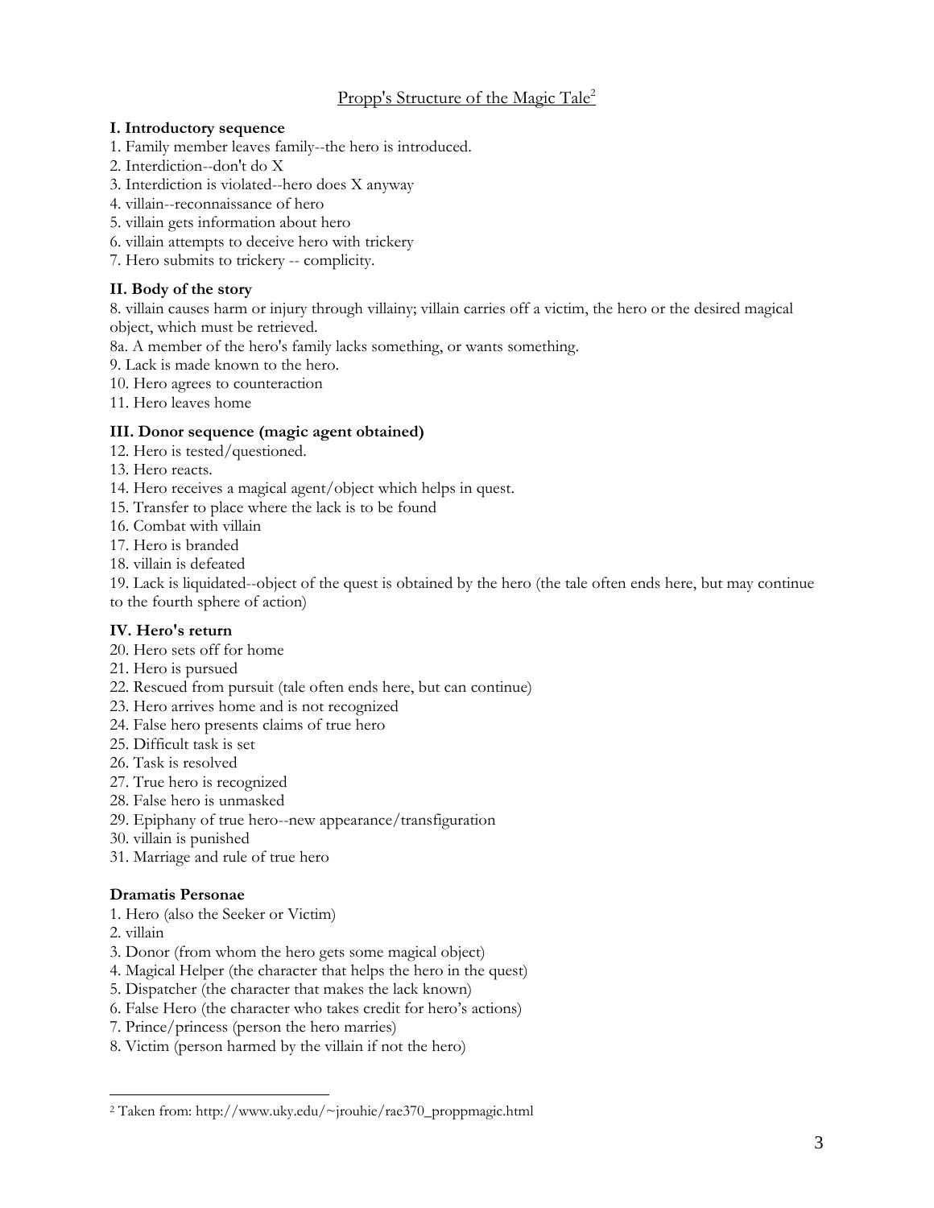## Propp's Structure of the Magic Tale[2]

**I. Introductory sequence**

1. Family member leaves family--the hero is introduced.
2. Interdiction--don't do X
3. Interdiction is violated--hero does X anyway
4. villain--reconnaissance of hero
5. villain gets information about hero
6. villain attempts to deceive hero with trickery
7. Hero submits to trickery -- complicity.

**II. Body of the story**

8. villain causes harm or injury through villainy; villain carries off a victim, the hero or the desired magical object, which must be retrieved.

8a. A member of the hero's family lacks something, or wants something.

9. Lack is made known to the hero.
10. Hero agrees to counteraction
11. Hero leaves home

**III. Donor sequence (magic agent obtained)**

12. Hero is tested/questioned.
13. Hero reacts.
14. Hero receives a magical agent/object which helps in quest.
15. Transfer to place where the lack is to be found
16. Combat with villain
17. Hero is branded
18. villain is defeated
19. Lack is liquidated--object of the quest is obtained by the hero (the tale often ends here, but may continue to the fourth sphere of action)

**IV. Hero's return**

20. Hero sets off for home
21. Hero is pursued
22. Rescued from pursuit (tale often ends here, but can continue)
23. Hero arrives home and is not recognized
24. False hero presents claims of true hero
25. Difficult task is set
26. Task is resolved
27. True hero is recognized
28. False hero is unmasked
29. Epiphany of true hero--new appearance/transfiguration
30. villain is punished
31. Marriage and rule of true hero

**Dramatis Personae**

1. Hero (also the Seeker or Victim)
2. villain
3. Donor (from whom the hero gets some magical object)
4. Magical Helper (the character that helps the hero in the quest)
5. Dispatcher (the character that makes the lack known)
6. False Hero (the character who takes credit for hero's actions)
7. Prince/princess (person the hero marries)
8. Victim (person harmed by the villain if not the hero)

---

[2] Taken from: http://www.uky.edu/~jrouhie/rae370_proppmagic.html